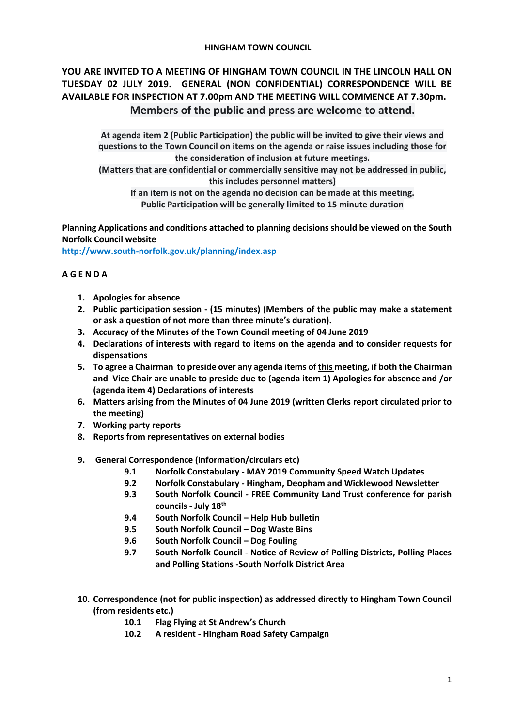**HINGHAM TOWN COUNCIL**

**YOU ARE INVITED TO A MEETING OF HINGHAM TOWN COUNCIL IN THE LINCOLN HALL ON TUESDAY 02 JULY 2019. GENERAL (NON CONFIDENTIAL) CORRESPONDENCE WILL BE AVAILABLE FOR INSPECTION AT 7.00pm AND THE MEETING WILL COMMENCE AT 7.30pm.**

**Members of the public and press are welcome to attend.**

**At agenda item 2 (Public Participation) the public will be invited to give their views and questions to the Town Council on items on the agenda or raise issues including those for the consideration of inclusion at future meetings.**
**(Matters that are confidential or commercially sensitive may not be addressed in public, this includes personnel matters)**
**If an item is not on the agenda no decision can be made at this meeting.**
**Public Participation will be generally limited to 15 minute duration**

**Planning Applications and conditions attached to planning decisions should be viewed on the South Norfolk Council website**
**http://www.south-norfolk.gov.uk/planning/index.asp**

**A G E N D A**

1. **Apologies for absence**
2. **Public participation session - (15 minutes) (Members of the public may make a statement or ask a question of not more than three minute's duration).**
3. **Accuracy of the Minutes of the Town Council meeting of 04 June 2019**
4. **Declarations of interests with regard to items on the agenda and to consider requests for dispensations**
5. **To agree a Chairman to preside over any agenda items of this meeting, if both the Chairman and Vice Chair are unable to preside due to (agenda item 1) Apologies for absence and /or (agenda item 4) Declarations of interests**
6. **Matters arising from the Minutes of 04 June 2019 (written Clerks report circulated prior to the meeting)**
7. **Working party reports**
8. **Reports from representatives on external bodies**
9. **General Correspondence (information/circulars etc)**
   - **9.1 Norfolk Constabulary - MAY 2019 Community Speed Watch Updates**
   - **9.2 Norfolk Constabulary - Hingham, Deopham and Wicklewood Newsletter**
   - **9.3 South Norfolk Council - FREE Community Land Trust conference for parish councils - July 18th**
   - **9.4 South Norfolk Council – Help Hub bulletin**
   - **9.5 South Norfolk Council – Dog Waste Bins**
   - **9.6 South Norfolk Council – Dog Fouling**
   - **9.7 South Norfolk Council - Notice of Review of Polling Districts, Polling Places and Polling Stations -South Norfolk District Area**
10. **Correspondence (not for public inspection) as addressed directly to Hingham Town Council (from residents etc.)**
    - **10.1 Flag Flying at St Andrew's Church**
    - **10.2 A resident - Hingham Road Safety Campaign**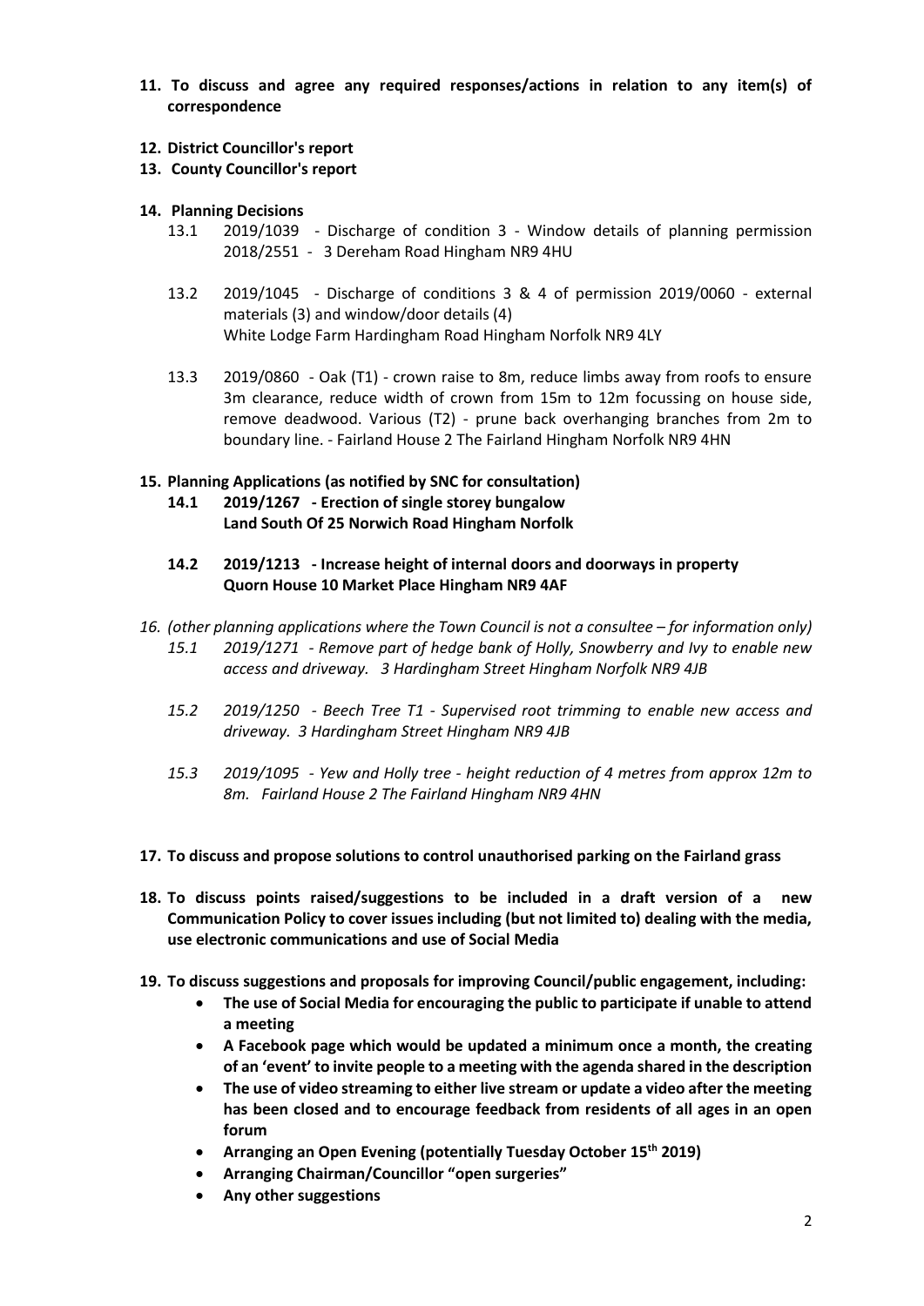**11. To discuss and agree any required responses/actions in relation to any item(s) of correspondence**

**12. District Councillor's report**

**13. County Councillor's report**

**14. Planning Decisions**

13.1 2019/1039 - Discharge of condition 3 - Window details of planning permission 2018/2551 - 3 Dereham Road Hingham NR9 4HU

13.2 2019/1045 - Discharge of conditions 3 & 4 of permission 2019/0060 - external materials (3) and window/door details (4)
White Lodge Farm Hardingham Road Hingham Norfolk NR9 4LY

13.3 2019/0860 - Oak (T1) - crown raise to 8m, reduce limbs away from roofs to ensure 3m clearance, reduce width of crown from 15m to 12m focussing on house side, remove deadwood. Various (T2) - prune back overhanging branches from 2m to boundary line. - Fairland House 2 The Fairland Hingham Norfolk NR9 4HN

**15. Planning Applications (as notified by SNC for consultation)**

**14.1 2019/1267 - Erection of single storey bungalow**
**Land South Of 25 Norwich Road Hingham Norfolk**

**14.2 2019/1213 - Increase height of internal doors and doorways in property**
**Quorn House 10 Market Place Hingham NR9 4AF**

*16. (other planning applications where the Town Council is not a consultee – for information only)*

*15.1 2019/1271 - Remove part of hedge bank of Holly, Snowberry and Ivy to enable new access and driveway. 3 Hardingham Street Hingham Norfolk NR9 4JB*

*15.2 2019/1250 - Beech Tree T1 - Supervised root trimming to enable new access and driveway. 3 Hardingham Street Hingham NR9 4JB*

*15.3 2019/1095 - Yew and Holly tree - height reduction of 4 metres from approx 12m to 8m. Fairland House 2 The Fairland Hingham NR9 4HN*

**17. To discuss and propose solutions to control unauthorised parking on the Fairland grass**

**18. To discuss points raised/suggestions to be included in a draft version of a new Communication Policy to cover issues including (but not limited to) dealing with the media, use electronic communications and use of Social Media**

**19. To discuss suggestions and proposals for improving Council/public engagement, including:**

- **The use of Social Media for encouraging the public to participate if unable to attend a meeting**
- **A Facebook page which would be updated a minimum once a month, the creating of an 'event' to invite people to a meeting with the agenda shared in the description**
- **The use of video streaming to either live stream or update a video after the meeting has been closed and to encourage feedback from residents of all ages in an open forum**
- **Arranging an Open Evening (potentially Tuesday October 15th 2019)**
- **Arranging Chairman/Councillor "open surgeries"**
- **Any other suggestions**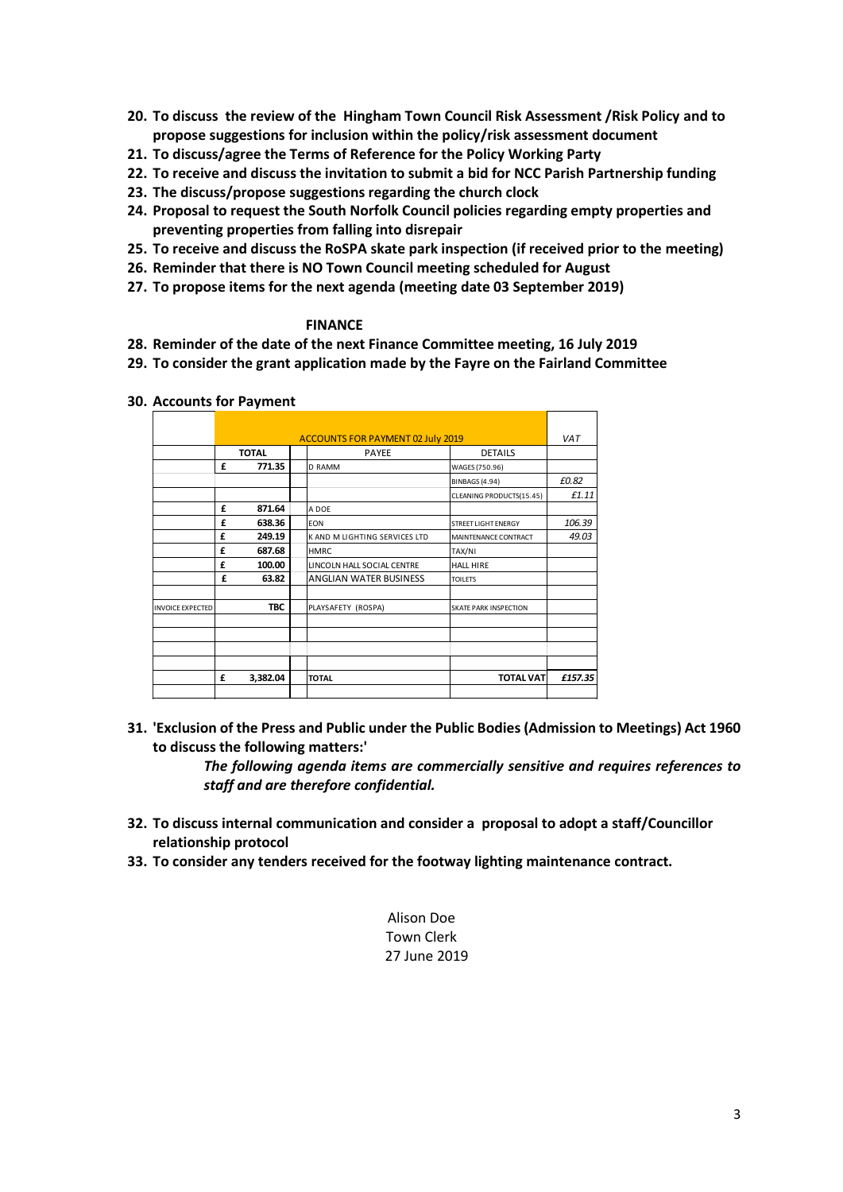20. **To discuss the review of the Hingham Town Council Risk Assessment /Risk Policy and to propose suggestions for inclusion within the policy/risk assessment document**
21. **To discuss/agree the Terms of Reference for the Policy Working Party**
22. **To receive and discuss the invitation to submit a bid for NCC Parish Partnership funding**
23. **The discuss/propose suggestions regarding the church clock**
24. **Proposal to request the South Norfolk Council policies regarding empty properties and preventing properties from falling into disrepair**
25. **To receive and discuss the RoSPA skate park inspection (if received prior to the meeting)**
26. **Reminder that there is NO Town Council meeting scheduled for August**
27. **To propose items for the next agenda (meeting date 03 September 2019)**

**FINANCE**

28. **Reminder of the date of the next Finance Committee meeting, 16 July 2019**
29. **To consider the grant application made by the Fayre on the Fairland Committee**
30. **Accounts for Payment**

| | ACCOUNTS FOR PAYMENT 02 July 2019 | | | VAT |
|---|---|---|---|---|
| | TOTAL | PAYEE | DETAILS | |
| | £ 771.35 | D RAMM | WAGES (750.96) | |
| | | | BINBAGS (4.94) | £0.82 |
| | | | CLEANING PRODUCTS(15.45) | £1.11 |
| | £ 871.64 | A DOE | | |
| | £ 638.36 | EON | STREET LIGHT ENERGY | 106.39 |
| | £ 249.19 | K AND M LIGHTING SERVICES LTD | MAINTENANCE CONTRACT | 49.03 |
| | £ 687.68 | HMRC | TAX/NI | |
| | £ 100.00 | LINCOLN HALL SOCIAL CENTRE | HALL HIRE | |
| | £ 63.82 | ANGLIAN WATER BUSINESS | TOILETS | |
| INVOICE EXPECTED | TBC | PLAYSAFETY (ROSPA) | SKATE PARK INSPECTION | |
| | £ 3,382.04 | TOTAL | TOTAL VAT | £157.35 |

31. **'Exclusion of the Press and Public under the Public Bodies (Admission to Meetings) Act 1960 to discuss the following matters:'**

    ***The following agenda items are commercially sensitive and requires references to staff and are therefore confidential.***

32. **To discuss internal communication and consider a proposal to adopt a staff/Councillor relationship protocol**
33. **To consider any tenders received for the footway lighting maintenance contract.**

Alison Doe
Town Clerk
27 June 2019